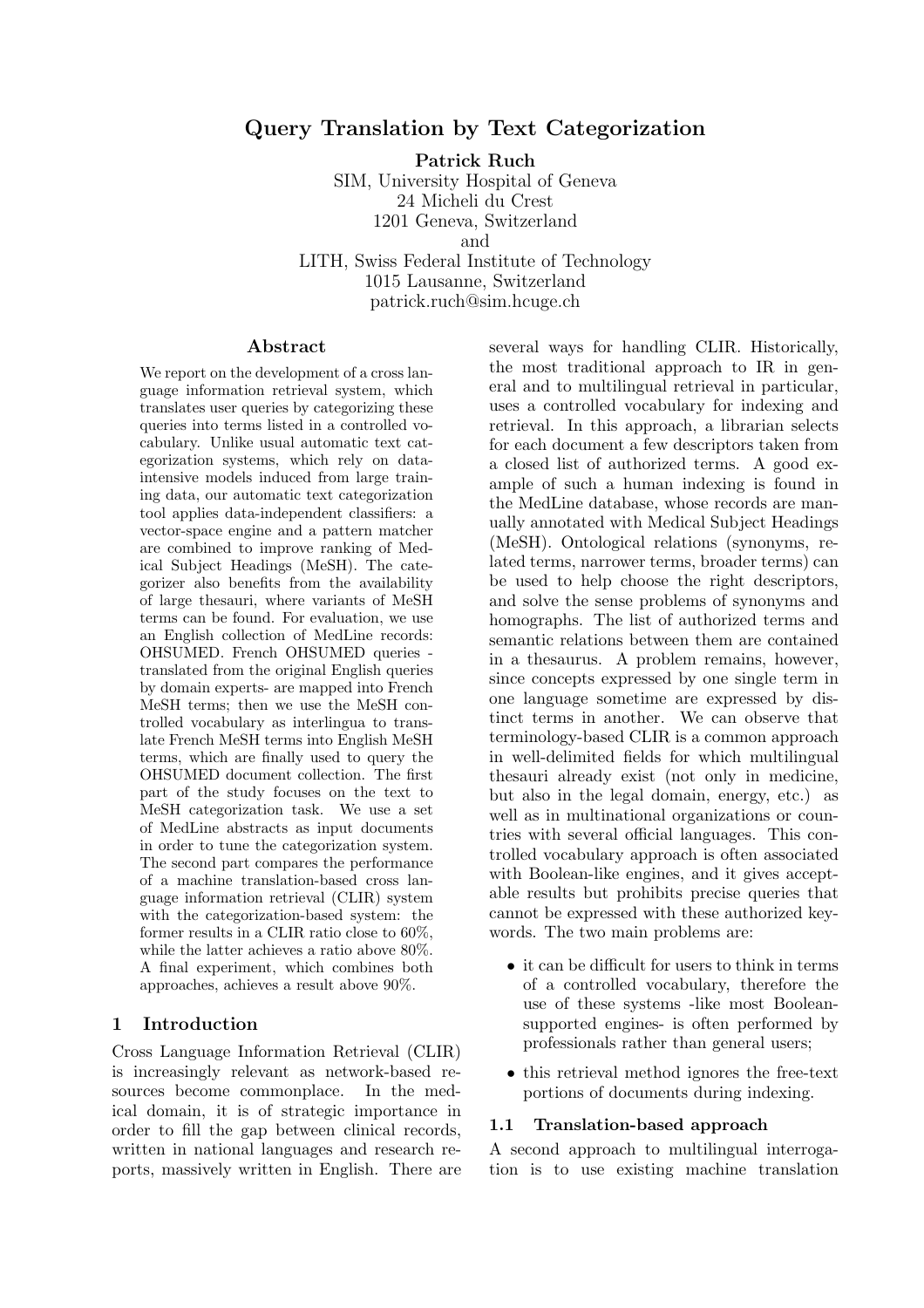# Query Translation by Text Categorization

**Patrick Ruch**

SIM, University Hospital of Geneva
24 Micheli du Crest
1201 Geneva, Switzerland
and
LITH, Swiss Federal Institute of Technology
1015 Lausanne, Switzerland
patrick.ruch@sim.hcuge.ch

## Abstract

We report on the development of a cross language information retrieval system, which translates user queries by categorizing these queries into terms listed in a controlled vocabulary. Unlike usual automatic text categorization systems, which rely on data-intensive models induced from large training data, our automatic text categorization tool applies data-independent classifiers: a vector-space engine and a pattern matcher are combined to improve ranking of Medical Subject Headings (MeSH). The categorizer also benefits from the availability of large thesauri, where variants of MeSH terms can be found. For evaluation, we use an English collection of MedLine records: OHSUMED. French OHSUMED queries - translated from the original English queries by domain experts- are mapped into French MeSH terms; then we use the MeSH controlled vocabulary as interlingua to translate French MeSH terms into English MeSH terms, which are finally used to query the OHSUMED document collection. The first part of the study focuses on the text to MeSH categorization task. We use a set of MedLine abstracts as input documents in order to tune the categorization system. The second part compares the performance of a machine translation-based cross language information retrieval (CLIR) system with the categorization-based system: the former results in a CLIR ratio close to 60%, while the latter achieves a ratio above 80%. A final experiment, which combines both approaches, achieves a result above 90%.

## 1 Introduction

Cross Language Information Retrieval (CLIR) is increasingly relevant as network-based resources become commonplace. In the medical domain, it is of strategic importance in order to fill the gap between clinical records, written in national languages and research reports, massively written in English. There are several ways for handling CLIR. Historically, the most traditional approach to IR in general and to multilingual retrieval in particular, uses a controlled vocabulary for indexing and retrieval. In this approach, a librarian selects for each document a few descriptors taken from a closed list of authorized terms. A good example of such a human indexing is found in the MedLine database, whose records are manually annotated with Medical Subject Headings (MeSH). Ontological relations (synonyms, related terms, narrower terms, broader terms) can be used to help choose the right descriptors, and solve the sense problems of synonyms and homographs. The list of authorized terms and semantic relations between them are contained in a thesaurus. A problem remains, however, since concepts expressed by one single term in one language sometime are expressed by distinct terms in another. We can observe that terminology-based CLIR is a common approach in well-delimited fields for which multilingual thesauri already exist (not only in medicine, but also in the legal domain, energy, etc.) as well as in multinational organizations or countries with several official languages. This controlled vocabulary approach is often associated with Boolean-like engines, and it gives acceptable results but prohibits precise queries that cannot be expressed with these authorized keywords. The two main problems are:

- it can be difficult for users to think in terms of a controlled vocabulary, therefore the use of these systems -like most Boolean-supported engines- is often performed by professionals rather than general users;
- this retrieval method ignores the free-text portions of documents during indexing.

### 1.1 Translation-based approach

A second approach to multilingual interrogation is to use existing machine translation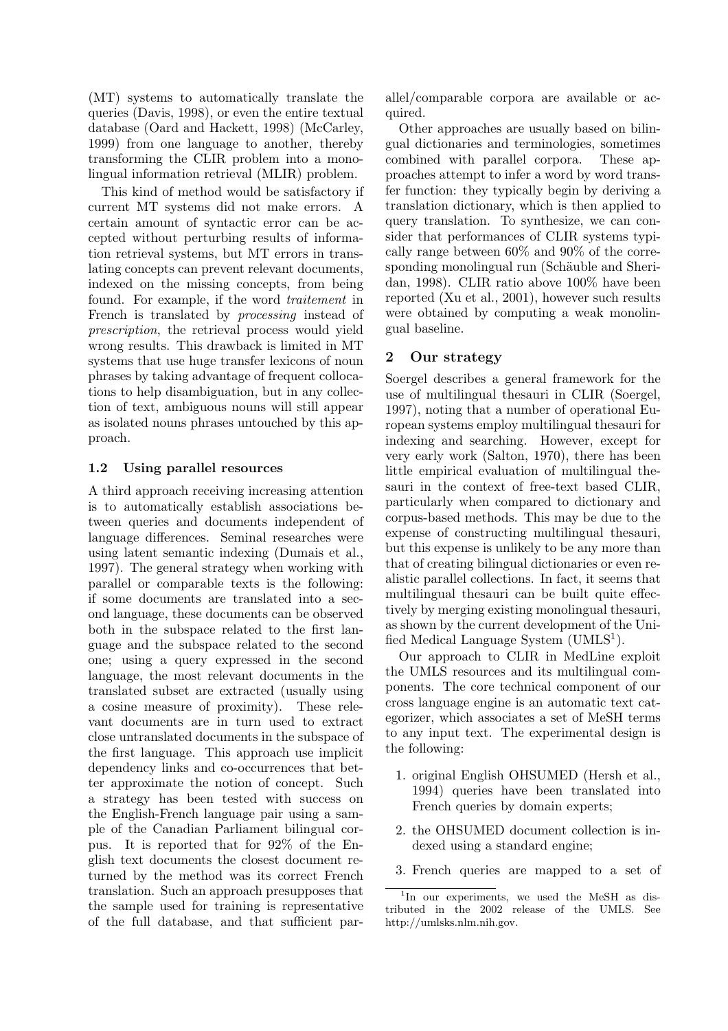(MT) systems to automatically translate the queries (Davis, 1998), or even the entire textual database (Oard and Hackett, 1998) (McCarley, 1999) from one language to another, thereby transforming the CLIR problem into a monolingual information retrieval (MLIR) problem.

This kind of method would be satisfactory if current MT systems did not make errors. A certain amount of syntactic error can be accepted without perturbing results of information retrieval systems, but MT errors in translating concepts can prevent relevant documents, indexed on the missing concepts, from being found. For example, if the word *traitement* in French is translated by *processing* instead of *prescription*, the retrieval process would yield wrong results. This drawback is limited in MT systems that use huge transfer lexicons of noun phrases by taking advantage of frequent collocations to help disambiguation, but in any collection of text, ambiguous nouns will still appear as isolated nouns phrases untouched by this approach.

### 1.2 Using parallel resources

A third approach receiving increasing attention is to automatically establish associations between queries and documents independent of language differences. Seminal researches were using latent semantic indexing (Dumais et al., 1997). The general strategy when working with parallel or comparable texts is the following: if some documents are translated into a second language, these documents can be observed both in the subspace related to the first language and the subspace related to the second one; using a query expressed in the second language, the most relevant documents in the translated subset are extracted (usually using a cosine measure of proximity). These relevant documents are in turn used to extract close untranslated documents in the subspace of the first language. This approach use implicit dependency links and co-occurrences that better approximate the notion of concept. Such a strategy has been tested with success on the English-French language pair using a sample of the Canadian Parliament bilingual corpus. It is reported that for 92% of the English text documents the closest document returned by the method was its correct French translation. Such an approach presupposes that the sample used for training is representative of the full database, and that sufficient parallel/comparable corpora are available or acquired.

Other approaches are usually based on bilingual dictionaries and terminologies, sometimes combined with parallel corpora. These approaches attempt to infer a word by word transfer function: they typically begin by deriving a translation dictionary, which is then applied to query translation. To synthesize, we can consider that performances of CLIR systems typically range between 60% and 90% of the corresponding monolingual run (Schäuble and Sheridan, 1998). CLIR ratio above 100% have been reported (Xu et al., 2001), however such results were obtained by computing a weak monolingual baseline.

## 2 Our strategy

Soergel describes a general framework for the use of multilingual thesauri in CLIR (Soergel, 1997), noting that a number of operational European systems employ multilingual thesauri for indexing and searching. However, except for very early work (Salton, 1970), there has been little empirical evaluation of multilingual thesauri in the context of free-text based CLIR, particularly when compared to dictionary and corpus-based methods. This may be due to the expense of constructing multilingual thesauri, but this expense is unlikely to be any more than that of creating bilingual dictionaries or even realistic parallel collections. In fact, it seems that multilingual thesauri can be built quite effectively by merging existing monolingual thesauri, as shown by the current development of the Unified Medical Language System (UMLS[1]).

Our approach to CLIR in MedLine exploit the UMLS resources and its multilingual components. The core technical component of our cross language engine is an automatic text categorizer, which associates a set of MeSH terms to any input text. The experimental design is the following:

1. original English OHSUMED (Hersh et al., 1994) queries have been translated into French queries by domain experts;
2. the OHSUMED document collection is indexed using a standard engine;
3. French queries are mapped to a set of

[1] In our experiments, we used the MeSH as distributed in the 2002 release of the UMLS. See http://umlsks.nlm.nih.gov.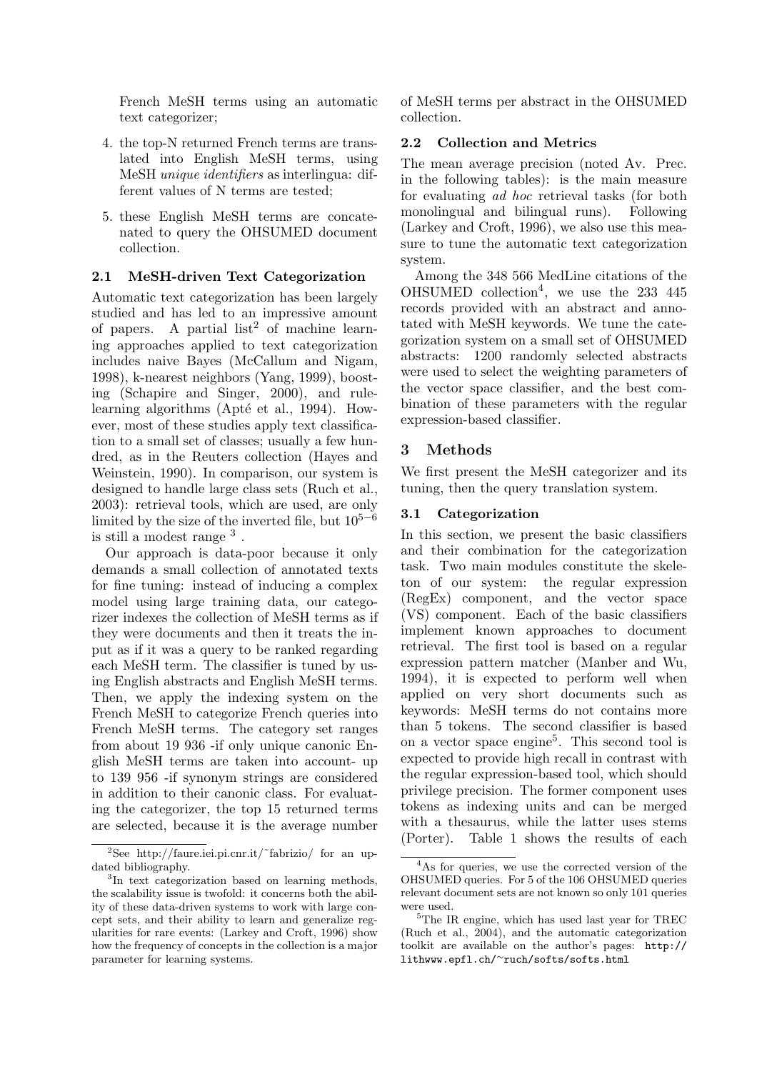French MeSH terms using an automatic text categorizer;

4. the top-N returned French terms are translated into English MeSH terms, using MeSH *unique identifiers* as interlingua: different values of N terms are tested;

5. these English MeSH terms are concatenated to query the OHSUMED document collection.

### 2.1 MeSH-driven Text Categorization

Automatic text categorization has been largely studied and has led to an impressive amount of papers. A partial list[2] of machine learning approaches applied to text categorization includes naive Bayes (McCallum and Nigam, 1998), k-nearest neighbors (Yang, 1999), boosting (Schapire and Singer, 2000), and rule-learning algorithms (Apté et al., 1994). However, most of these studies apply text classification to a small set of classes; usually a few hundred, as in the Reuters collection (Hayes and Weinstein, 1990). In comparison, our system is designed to handle large class sets (Ruch et al., 2003): retrieval tools, which are used, are only limited by the size of the inverted file, but $10^{5-6}$ is still a modest range [3].

Our approach is data-poor because it only demands a small collection of annotated texts for fine tuning: instead of inducing a complex model using large training data, our categorizer indexes the collection of MeSH terms as if they were documents and then it treats the input as if it was a query to be ranked regarding each MeSH term. The classifier is tuned by using English abstracts and English MeSH terms. Then, we apply the indexing system on the French MeSH to categorize French queries into French MeSH terms. The category set ranges from about 19 936 -if only unique canonic English MeSH terms are taken into account- up to 139 956 -if synonym strings are considered in addition to their canonic class. For evaluating the categorizer, the top 15 returned terms are selected, because it is the average number of MeSH terms per abstract in the OHSUMED collection.

### 2.2 Collection and Metrics

The mean average precision (noted Av. Prec. in the following tables): is the main measure for evaluating *ad hoc* retrieval tasks (for both monolingual and bilingual runs). Following (Larkey and Croft, 1996), we also use this measure to tune the automatic text categorization system.

Among the 348 566 MedLine citations of the OHSUMED collection[4], we use the 233 445 records provided with an abstract and annotated with MeSH keywords. We tune the categorization system on a small set of OHSUMED abstracts: 1200 randomly selected abstracts were used to select the weighting parameters of the vector space classifier, and the best combination of these parameters with the regular expression-based classifier.

## 3 Methods

We first present the MeSH categorizer and its tuning, then the query translation system.

### 3.1 Categorization

In this section, we present the basic classifiers and their combination for the categorization task. Two main modules constitute the skeleton of our system: the regular expression (RegEx) component, and the vector space (VS) component. Each of the basic classifiers implement known approaches to document retrieval. The first tool is based on a regular expression pattern matcher (Manber and Wu, 1994), it is expected to perform well when applied on very short documents such as keywords: MeSH terms do not contains more than 5 tokens. The second classifier is based on a vector space engine[5]. This second tool is expected to provide high recall in contrast with the regular expression-based tool, which should privilege precision. The former component uses tokens as indexing units and can be merged with a thesaurus, while the latter uses stems (Porter). Table 1 shows the results of each

---

[2] See http://faure.iei.pi.cnr.it/˜fabrizio/ for an updated bibliography.

[3] In text categorization based on learning methods, the scalability issue is twofold: it concerns both the ability of these data-driven systems to work with large concept sets, and their ability to learn and generalize regularities for rare events: (Larkey and Croft, 1996) show how the frequency of concepts in the collection is a major parameter for learning systems.

[4] As for queries, we use the corrected version of the OHSUMED queries. For 5 of the 106 OHSUMED queries relevant document sets are not known so only 101 queries were used.

[5] The IR engine, which has used last year for TREC (Ruch et al., 2004), and the automatic categorization toolkit are available on the author's pages: http://lithwww.epfl.ch/~ruch/softs/softs.html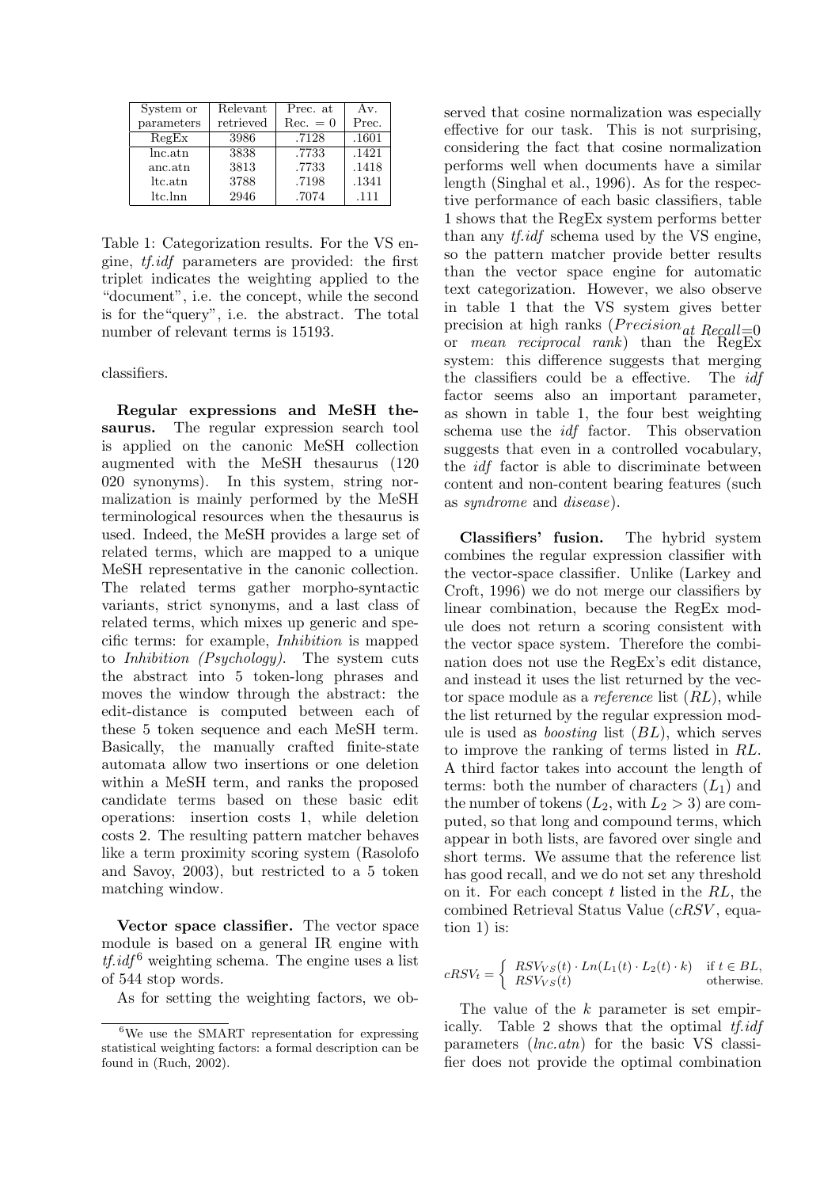| System or parameters | Relevant retrieved | Prec. at Rec. = 0 | Av. Prec. |
|---|---|---|---|
| RegEx | 3986 | .7128 | .1601 |
| lnc.atn | 3838 | .7733 | .1421 |
| anc.atn | 3813 | .7733 | .1418 |
| ltc.atn | 3788 | .7198 | .1341 |
| ltc.lnn | 2946 | .7074 | .111 |

Table 1: Categorization results. For the VS engine, *tf.idf* parameters are provided: the first triplet indicates the weighting applied to the "document", i.e. the concept, while the second is for the"query", i.e. the abstract. The total number of relevant terms is 15193.

classifiers.

**Regular expressions and MeSH thesaurus.** The regular expression search tool is applied on the canonic MeSH collection augmented with the MeSH thesaurus (120 020 synonyms). In this system, string normalization is mainly performed by the MeSH terminological resources when the thesaurus is used. Indeed, the MeSH provides a large set of related terms, which are mapped to a unique MeSH representative in the canonic collection. The related terms gather morpho-syntactic variants, strict synonyms, and a last class of related terms, which mixes up generic and specific terms: for example, *Inhibition* is mapped to *Inhibition (Psychology)*. The system cuts the abstract into 5 token-long phrases and moves the window through the abstract: the edit-distance is computed between each of these 5 token sequence and each MeSH term. Basically, the manually crafted finite-state automata allow two insertions or one deletion within a MeSH term, and ranks the proposed candidate terms based on these basic edit operations: insertion costs 1, while deletion costs 2. The resulting pattern matcher behaves like a term proximity scoring system (Rasolofo and Savoy, 2003), but restricted to a 5 token matching window.

**Vector space classifier.** The vector space module is based on a general IR engine with *tf.idf*[6] weighting schema. The engine uses a list of 544 stop words.

As for setting the weighting factors, we observed that cosine normalization was especially effective for our task. This is not surprising, considering the fact that cosine normalization performs well when documents have a similar length (Singhal et al., 1996). As for the respective performance of each basic classifiers, table 1 shows that the RegEx system performs better than any *tf.idf* schema used by the VS engine, so the pattern matcher provide better results than the vector space engine for automatic text categorization. However, we also observe in table 1 that the VS system gives better precision at high ranks ($Precision_{at\ Recall=0}$ or *mean reciprocal rank*) than the RegEx system: this difference suggests that merging the classifiers could be a effective. The *idf* factor seems also an important parameter, as shown in table 1, the four best weighting schema use the *idf* factor. This observation suggests that even in a controlled vocabulary, the *idf* factor is able to discriminate between content and non-content bearing features (such as *syndrome* and *disease*).

**Classifiers' fusion.** The hybrid system combines the regular expression classifier with the vector-space classifier. Unlike (Larkey and Croft, 1996) we do not merge our classifiers by linear combination, because the RegEx module does not return a scoring consistent with the vector space system. Therefore the combination does not use the RegEx's edit distance, and instead it uses the list returned by the vector space module as a *reference* list ($RL$), while the list returned by the regular expression module is used as *boosting* list ($BL$), which serves to improve the ranking of terms listed in $RL$. A third factor takes into account the length of terms: both the number of characters ($L_1$) and the number of tokens ($L_2$, with $L_2 > 3$) are computed, so that long and compound terms, which appear in both lists, are favored over single and short terms. We assume that the reference list has good recall, and we do not set any threshold on it. For each concept $t$ listed in the $RL$, the combined Retrieval Status Value ($cRSV$, equation 1) is:

$$cRSV_t = \begin{cases} RSV_{VS}(t) \cdot Ln(L_1(t) \cdot L_2(t) \cdot k) & \text{if } t \in BL, \\ RSV_{VS}(t) & \text{otherwise.} \end{cases}$$

The value of the $k$ parameter is set empirically. Table 2 shows that the optimal *tf.idf* parameters (*lnc.atn*) for the basic VS classifier does not provide the optimal combination

[6] We use the SMART representation for expressing statistical weighting factors: a formal description can be found in (Ruch, 2002).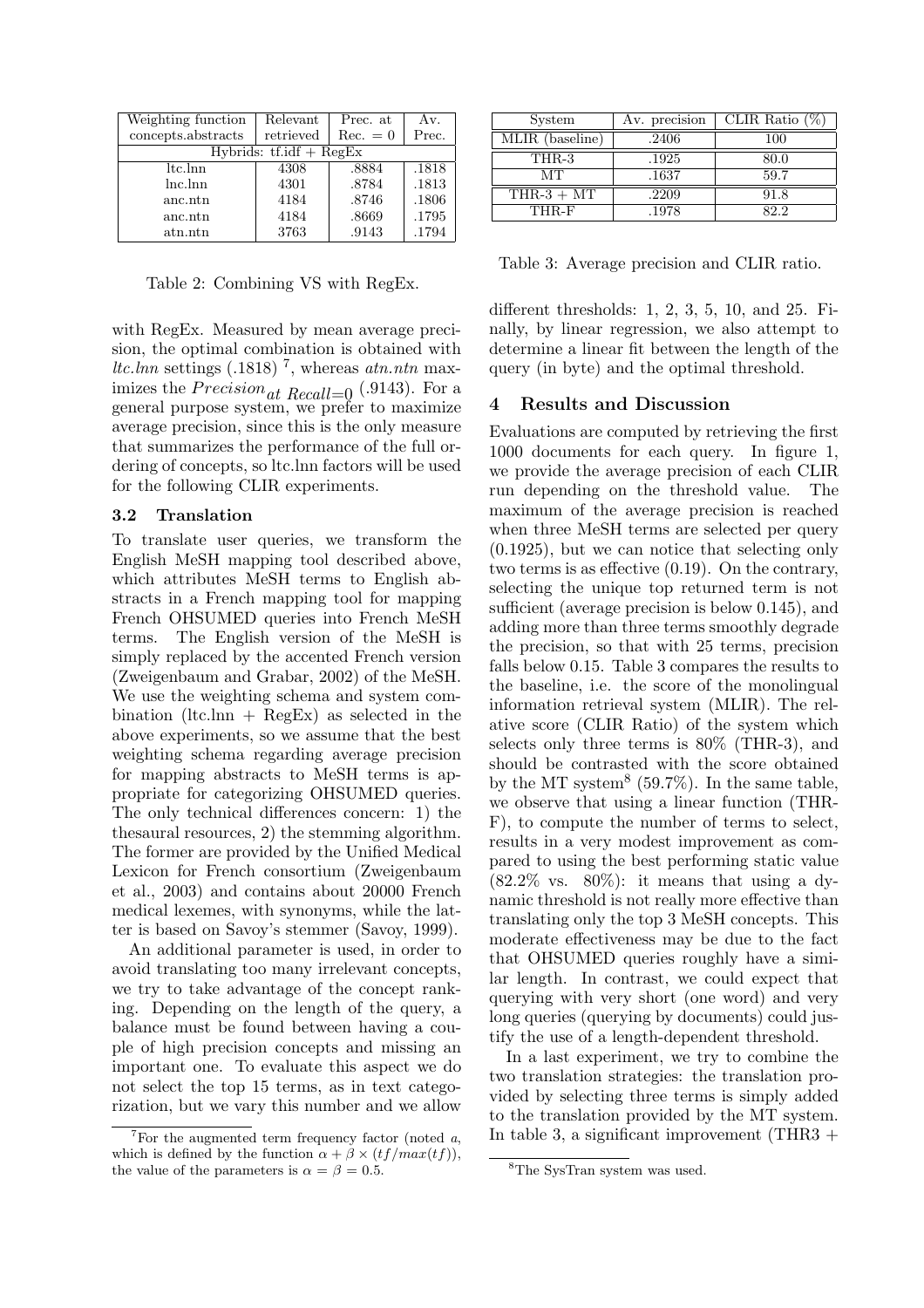| Weighting function concepts.abstracts | Relevant retrieved | Prec. at Rec. = 0 | Av. Prec. |
|---|---|---|---|
| Hybrids: tf.idf + RegEx | | | |
| ltc.lnn | 4308 | .8884 | .1818 |
| lnc.lnn | 4301 | .8784 | .1813 |
| anc.ntn | 4184 | .8746 | .1806 |
| anc.ntn | 4184 | .8669 | .1795 |
| atn.ntn | 3763 | .9143 | .1794 |

Table 2: Combining VS with RegEx.

with RegEx. Measured by mean average precision, the optimal combination is obtained with *ltc.lnn* settings (.1818) [7], whereas *atn.ntn* maximizes the $Precision_{at\ Recall=0}$ (.9143). For a general purpose system, we prefer to maximize average precision, since this is the only measure that summarizes the performance of the full ordering of concepts, so ltc.lnn factors will be used for the following CLIR experiments.

### 3.2 Translation

To translate user queries, we transform the English MeSH mapping tool described above, which attributes MeSH terms to English abstracts in a French mapping tool for mapping French OHSUMED queries into French MeSH terms. The English version of the MeSH is simply replaced by the accented French version (Zweigenbaum and Grabar, 2002) of the MeSH. We use the weighting schema and system combination (ltc.lnn + RegEx) as selected in the above experiments, so we assume that the best weighting schema regarding average precision for mapping abstracts to MeSH terms is appropriate for categorizing OHSUMED queries. The only technical differences concern: 1) the thesaural resources, 2) the stemming algorithm. The former are provided by the Unified Medical Lexicon for French consortium (Zweigenbaum et al., 2003) and contains about 20000 French medical lexemes, with synonyms, while the latter is based on Savoy's stemmer (Savoy, 1999).

An additional parameter is used, in order to avoid translating too many irrelevant concepts, we try to take advantage of the concept ranking. Depending on the length of the query, a balance must be found between having a couple of high precision concepts and missing an important one. To evaluate this aspect we do not select the top 15 terms, as in text categorization, but we vary this number and we allow different thresholds: 1, 2, 3, 5, 10, and 25. Finally, by linear regression, we also attempt to determine a linear fit between the length of the query (in byte) and the optimal threshold.

[7] For the augmented term frequency factor (noted *a*, which is defined by the function $\alpha + \beta \times (tf/max(tf))$, the value of the parameters is $\alpha = \beta = 0.5$.

| System | Av. precision | CLIR Ratio (%) |
|---|---|---|
| MLIR (baseline) | .2406 | 100 |
| THR-3 | .1925 | 80.0 |
| MT | .1637 | 59.7 |
| THR-3 + MT | .2209 | 91.8 |
| THR-F | .1978 | 82.2 |

Table 3: Average precision and CLIR ratio.

## 4 Results and Discussion

Evaluations are computed by retrieving the first 1000 documents for each query. In figure 1, we provide the average precision of each CLIR run depending on the threshold value. The maximum of the average precision is reached when three MeSH terms are selected per query (0.1925), but we can notice that selecting only two terms is as effective (0.19). On the contrary, selecting the unique top returned term is not sufficient (average precision is below 0.145), and adding more than three terms smoothly degrade the precision, so that with 25 terms, precision falls below 0.15. Table 3 compares the results to the baseline, i.e. the score of the monolingual information retrieval system (MLIR). The relative score (CLIR Ratio) of the system which selects only three terms is 80% (THR-3), and should be contrasted with the score obtained by the MT system[8] (59.7%). In the same table, we observe that using a linear function (THR-F), to compute the number of terms to select, results in a very modest improvement as compared to using the best performing static value (82.2% vs. 80%): it means that using a dynamic threshold is not really more effective than translating only the top 3 MeSH concepts. This moderate effectiveness may be due to the fact that OHSUMED queries roughly have a similar length. In contrast, we could expect that querying with very short (one word) and very long queries (querying by documents) could justify the use of a length-dependent threshold.

In a last experiment, we try to combine the two translation strategies: the translation provided by selecting three terms is simply added to the translation provided by the MT system. In table 3, a significant improvement (THR3 +

[8] The SysTran system was used.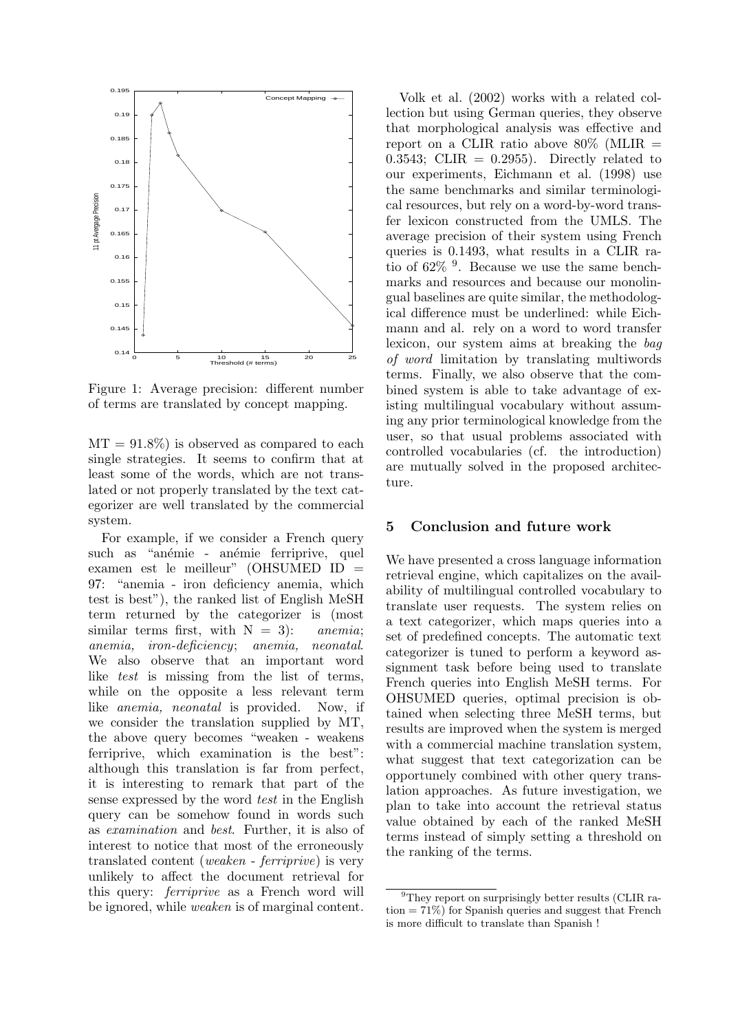Figure 1: Average precision: different number of terms are translated by concept mapping.

MT = 91.8%) is observed as compared to each single strategies. It seems to confirm that at least some of the words, which are not translated or not properly translated by the text categorizer are well translated by the commercial system.

For example, if we consider a French query such as "anémie - anémie ferriprive, quel examen est le meilleur" (OHSUMED ID = 97: "anemia - iron deficiency anemia, which test is best"), the ranked list of English MeSH term returned by the categorizer is (most similar terms first, with N = 3): *anemia*; *anemia, iron-deficiency*; *anemia, neonatal*. We also observe that an important word like *test* is missing from the list of terms, while on the opposite a less relevant term like *anemia, neonatal* is provided. Now, if we consider the translation supplied by MT, the above query becomes "weaken - weakens ferriprive, which examination is the best": although this translation is far from perfect, it is interesting to remark that part of the sense expressed by the word *test* in the English query can be somehow found in words such as *examination* and *best*. Further, it is also of interest to notice that most of the erroneously translated content (*weaken - ferriprive*) is very unlikely to affect the document retrieval for this query: *ferriprive* as a French word will be ignored, while *weaken* is of marginal content.

Volk et al. (2002) works with a related collection but using German queries, they observe that morphological analysis was effective and report on a CLIR ratio above 80% (MLIR = 0.3543; CLIR = 0.2955). Directly related to our experiments, Eichmann et al. (1998) use the same benchmarks and similar terminological resources, but rely on a word-by-word transfer lexicon constructed from the UMLS. The average precision of their system using French queries is 0.1493, what results in a CLIR ratio of 62% [9]. Because we use the same benchmarks and resources and because our monolingual baselines are quite similar, the methodological difference must be underlined: while Eichmann and al. rely on a word to word transfer lexicon, our system aims at breaking the *bag of word* limitation by translating multiwords terms. Finally, we also observe that the combined system is able to take advantage of existing multilingual vocabulary without assuming any prior terminological knowledge from the user, so that usual problems associated with controlled vocabularies (cf. the introduction) are mutually solved in the proposed architecture.

## 5 Conclusion and future work

We have presented a cross language information retrieval engine, which capitalizes on the availability of multilingual controlled vocabulary to translate user requests. The system relies on a text categorizer, which maps queries into a set of predefined concepts. The automatic text categorizer is tuned to perform a keyword assignment task before being used to translate French queries into English MeSH terms. For OHSUMED queries, optimal precision is obtained when selecting three MeSH terms, but results are improved when the system is merged with a commercial machine translation system, what suggest that text categorization can be opportunely combined with other query translation approaches. As future investigation, we plan to take into account the retrieval status value obtained by each of the ranked MeSH terms instead of simply setting a threshold on the ranking of the terms.

[9] They report on surprisingly better results (CLIR ration = 71%) for Spanish queries and suggest that French is more difficult to translate than Spanish !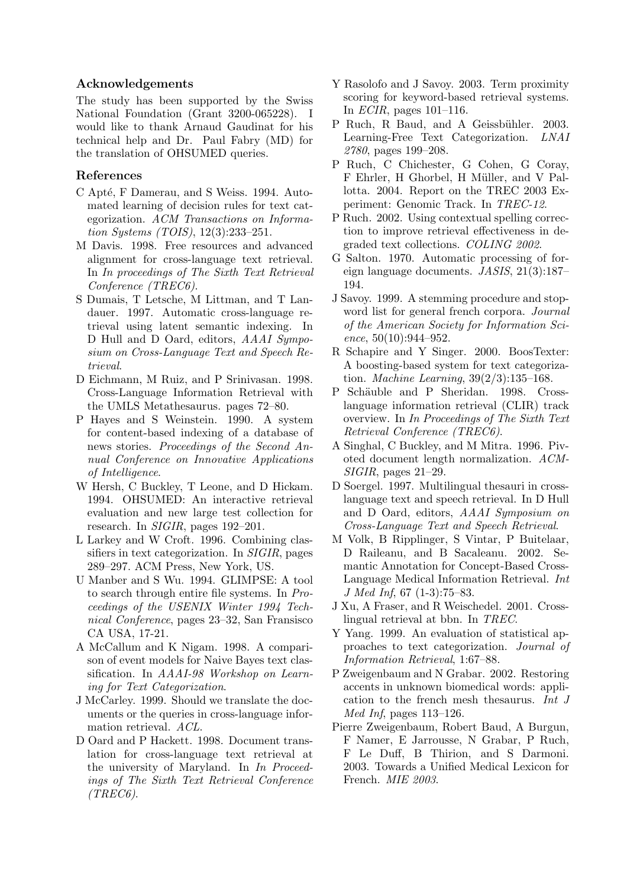## Acknowledgements

The study has been supported by the Swiss National Foundation (Grant 3200-065228). I would like to thank Arnaud Gaudinat for his technical help and Dr. Paul Fabry (MD) for the translation of OHSUMED queries.

## References

C Apté, F Damerau, and S Weiss. 1994. Automated learning of decision rules for text categorization. *ACM Transactions on Information Systems (TOIS)*, 12(3):233–251.

M Davis. 1998. Free resources and advanced alignment for cross-language text retrieval. In *In proceedings of The Sixth Text Retrieval Conference (TREC6)*.

S Dumais, T Letsche, M Littman, and T Landauer. 1997. Automatic cross-language retrieval using latent semantic indexing. In D Hull and D Oard, editors, *AAAI Symposium on Cross-Language Text and Speech Retrieval*.

D Eichmann, M Ruiz, and P Srinivasan. 1998. Cross-Language Information Retrieval with the UMLS Metathesaurus. pages 72–80.

P Hayes and S Weinstein. 1990. A system for content-based indexing of a database of news stories. *Proceedings of the Second Annual Conference on Innovative Applications of Intelligence*.

W Hersh, C Buckley, T Leone, and D Hickam. 1994. OHSUMED: An interactive retrieval evaluation and new large test collection for research. In *SIGIR*, pages 192–201.

L Larkey and W Croft. 1996. Combining classifiers in text categorization. In *SIGIR*, pages 289–297. ACM Press, New York, US.

U Manber and S Wu. 1994. GLIMPSE: A tool to search through entire file systems. In *Proceedings of the USENIX Winter 1994 Technical Conference*, pages 23–32, San Fransisco CA USA, 17-21.

A McCallum and K Nigam. 1998. A comparison of event models for Naive Bayes text classification. In *AAAI-98 Workshop on Learning for Text Categorization*.

J McCarley. 1999. Should we translate the documents or the queries in cross-language information retrieval. *ACL*.

D Oard and P Hackett. 1998. Document translation for cross-language text retrieval at the university of Maryland. In *In Proceedings of The Sixth Text Retrieval Conference (TREC6)*.

Y Rasolofo and J Savoy. 2003. Term proximity scoring for keyword-based retrieval systems. In *ECIR*, pages 101–116.

P Ruch, R Baud, and A Geissbühler. 2003. Learning-Free Text Categorization. *LNAI 2780*, pages 199–208.

P Ruch, C Chichester, G Cohen, G Coray, F Ehrler, H Ghorbel, H Müller, and V Pallotta. 2004. Report on the TREC 2003 Experiment: Genomic Track. In *TREC-12*.

P Ruch. 2002. Using contextual spelling correction to improve retrieval effectiveness in degraded text collections. *COLING 2002*.

G Salton. 1970. Automatic processing of foreign language documents. *JASIS*, 21(3):187–194.

J Savoy. 1999. A stemming procedure and stopword list for general french corpora. *Journal of the American Society for Information Science*, 50(10):944–952.

R Schapire and Y Singer. 2000. BoosTexter: A boosting-based system for text categorization. *Machine Learning*, 39(2/3):135–168.

P Schäuble and P Sheridan. 1998. Cross-language information retrieval (CLIR) track overview. In *In Proceedings of The Sixth Text Retrieval Conference (TREC6)*.

A Singhal, C Buckley, and M Mitra. 1996. Pivoted document length normalization. *ACM-SIGIR*, pages 21–29.

D Soergel. 1997. Multilingual thesauri in cross-language text and speech retrieval. In D Hull and D Oard, editors, *AAAI Symposium on Cross-Language Text and Speech Retrieval*.

M Volk, B Ripplinger, S Vintar, P Buitelaar, D Raileanu, and B Sacaleanu. 2002. Semantic Annotation for Concept-Based Cross-Language Medical Information Retrieval. *Int J Med Inf*, 67 (1-3):75–83.

J Xu, A Fraser, and R Weischedel. 2001. Cross-lingual retrieval at bbn. In *TREC*.

Y Yang. 1999. An evaluation of statistical approaches to text categorization. *Journal of Information Retrieval*, 1:67–88.

P Zweigenbaum and N Grabar. 2002. Restoring accents in unknown biomedical words: application to the french mesh thesaurus. *Int J Med Inf*, pages 113–126.

Pierre Zweigenbaum, Robert Baud, A Burgun, F Namer, E Jarrousse, N Grabar, P Ruch, F Le Duff, B Thirion, and S Darmoni. 2003. Towards a Unified Medical Lexicon for French. *MIE 2003*.